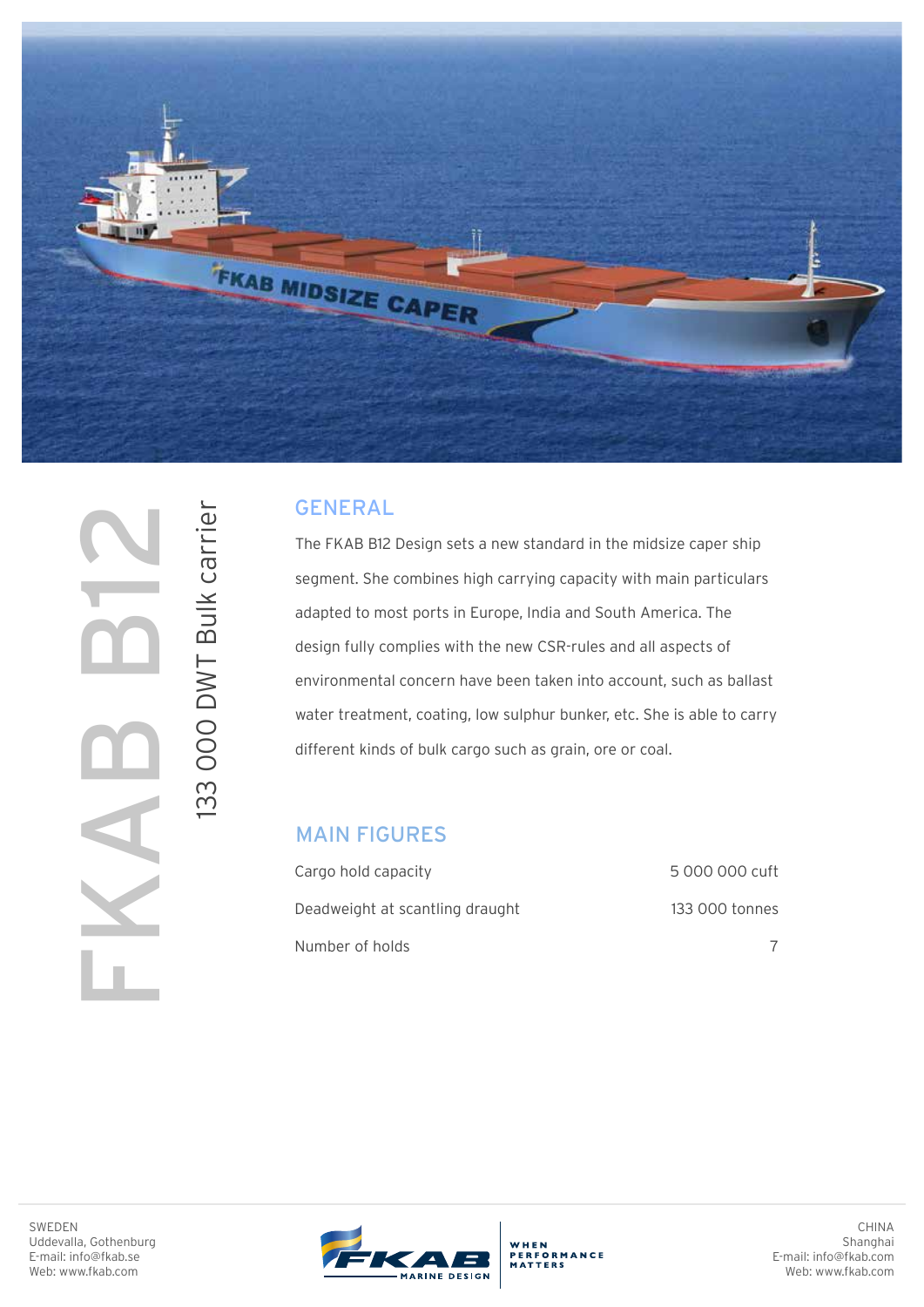# FKAB B12

## 133 000 DWT Bulk carrier

## GENERAL

The FKAB B12 Design sets a new standard in the midsize caper ship segment. She combines high carrying capacity with main particulars adapted to most ports in Europe, India and South America. The design fully complies with the new CSR-rules and all aspects of environmental concern have been taken into account, such as ballast water treatment, coating, low sulphur bunker, etc. She is able to carry different kinds of bulk cargo such as grain, ore or coal.

## MAIN FIGURES

| | |
|---|---|
| Cargo hold capacity | 5 000 000 cuft |
| Deadweight at scantling draught | 133 000 tonnes |
| Number of holds | 7 |

SWEDEN
Uddevalla, Gothenburg
E-mail: info@fkab.se
Web: www.fkab.com

FKAB MARINE DESIGN — WHEN PERFORMANCE MATTERS

CHINA
Shanghai
E-mail: info@fkab.com
Web: www.fkab.com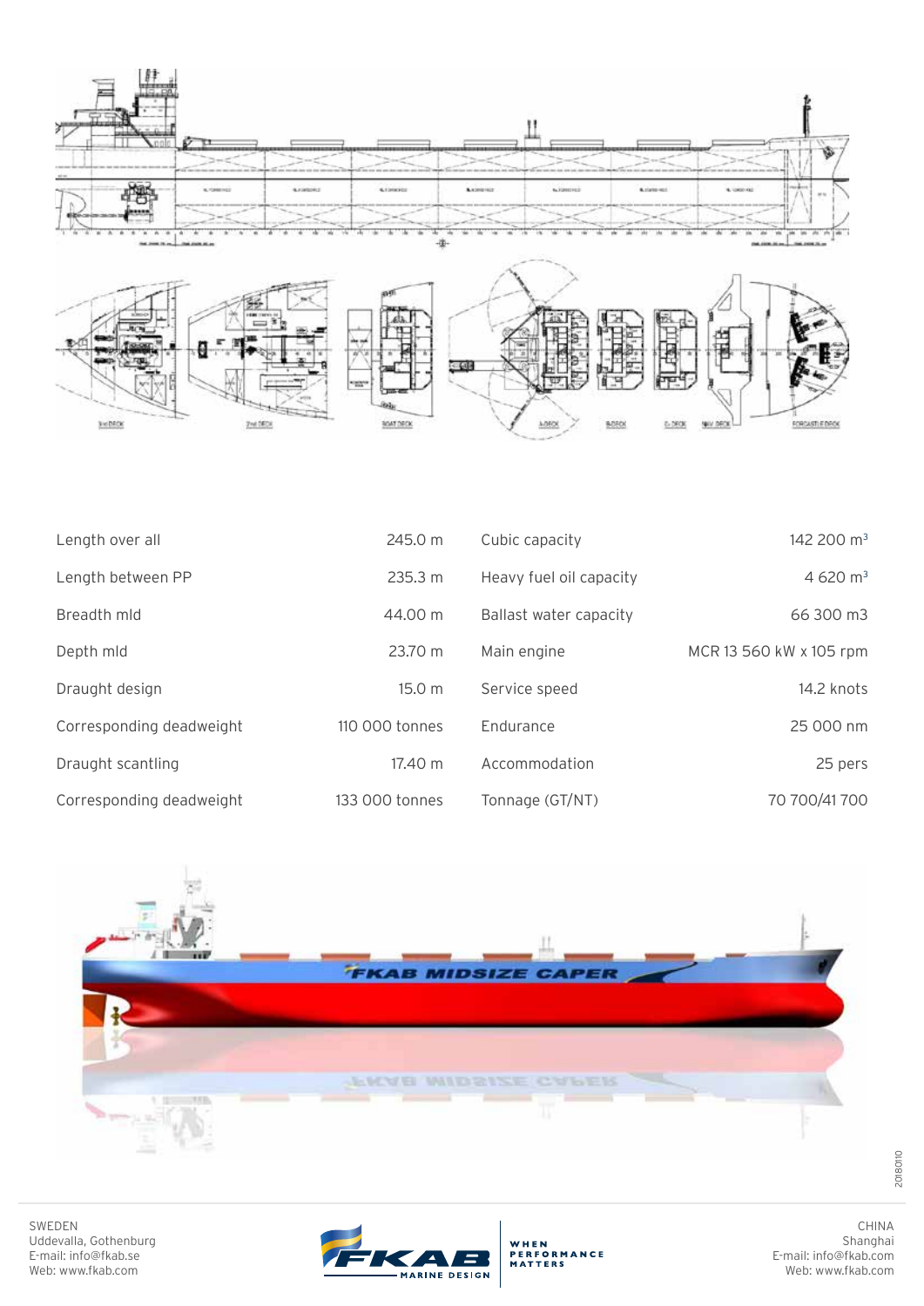| | | | |
|---|---|---|---|
| Length over all | 245.0 m | Cubic capacity | 142 200 m$^3$ |
| Length between PP | 235.3 m | Heavy fuel oil capacity | 4 620 m$^3$ |
| Breadth mld | 44.00 m | Ballast water capacity | 66 300 m3 |
| Depth mld | 23.70 m | Main engine | MCR 13 560 kW x 105 rpm |
| Draught design | 15.0 m | Service speed | 14.2 knots |
| Corresponding deadweight | 110 000 tonnes | Endurance | 25 000 nm |
| Draught scantling | 17.40 m | Accommodation | 25 pers |
| Corresponding deadweight | 133 000 tonnes | Tonnage (GT/NT) | 70 700/41 700 |

2018010

SWEDEN
Uddevalla, Gothenburg
E-mail: info@fkab.se
Web: www.fkab.com

FKAB MARINE DESIGN

WHEN PERFORMANCE MATTERS

CHINA
Shanghai
E-mail: info@fkab.com
Web: www.fkab.com